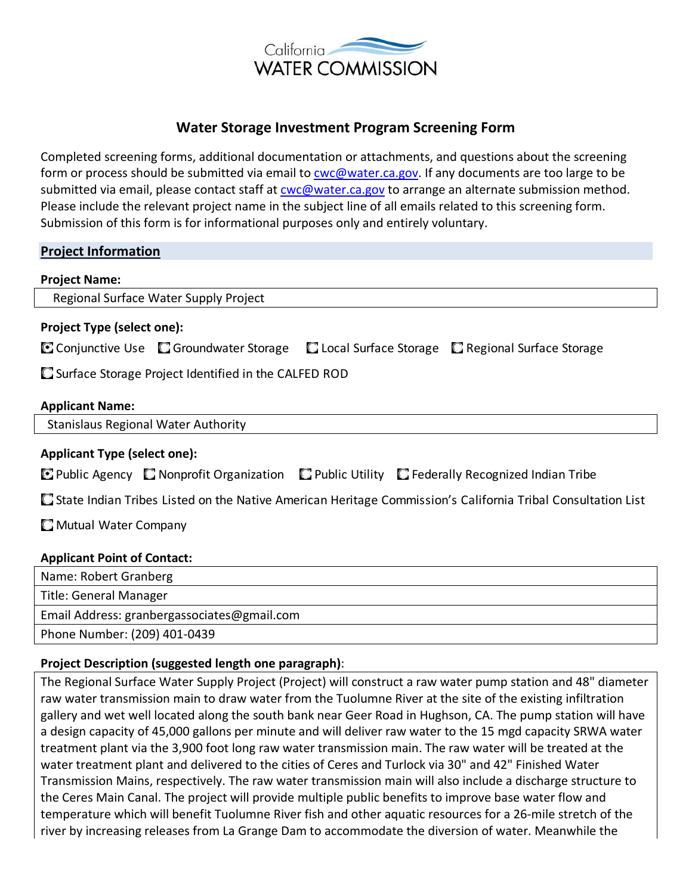California WATER COMMISSION

# Water Storage Investment Program Screening Form

Completed screening forms, additional documentation or attachments, and questions about the screening form or process should be submitted via email to cwc@water.ca.gov. If any documents are too large to be submitted via email, please contact staff at cwc@water.ca.gov to arrange an alternate submission method. Please include the relevant project name in the subject line of all emails related to this screening form. Submission of this form is for informational purposes only and entirely voluntary.

## Project Information

**Project Name:**

Regional Surface Water Supply Project

**Project Type (select one):**

- [x] Conjunctive Use
- [ ] Groundwater Storage
- [ ] Local Surface Storage
- [ ] Regional Surface Storage
- [ ] Surface Storage Project Identified in the CALFED ROD

**Applicant Name:**

Stanislaus Regional Water Authority

**Applicant Type (select one):**

- [x] Public Agency
- [ ] Nonprofit Organization
- [ ] Public Utility
- [ ] Federally Recognized Indian Tribe
- [ ] State Indian Tribes Listed on the Native American Heritage Commission's California Tribal Consultation List
- [ ] Mutual Water Company

**Applicant Point of Contact:**

| |
|---|
| Name: Robert Granberg |
| Title: General Manager |
| Email Address: granbergassociates@gmail.com |
| Phone Number: (209) 401-0439 |

**Project Description (suggested length one paragraph)**:

The Regional Surface Water Supply Project (Project) will construct a raw water pump station and 48" diameter raw water transmission main to draw water from the Tuolumne River at the site of the existing infiltration gallery and wet well located along the south bank near Geer Road in Hughson, CA. The pump station will have a design capacity of 45,000 gallons per minute and will deliver raw water to the 15 mgd capacity SRWA water treatment plant via the 3,900 foot long raw water transmission main. The raw water will be treated at the water treatment plant and delivered to the cities of Ceres and Turlock via 30" and 42" Finished Water Transmission Mains, respectively. The raw water transmission main will also include a discharge structure to the Ceres Main Canal. The project will provide multiple public benefits to improve base water flow and temperature which will benefit Tuolumne River fish and other aquatic resources for a 26-mile stretch of the river by increasing releases from La Grange Dam to accommodate the diversion of water. Meanwhile the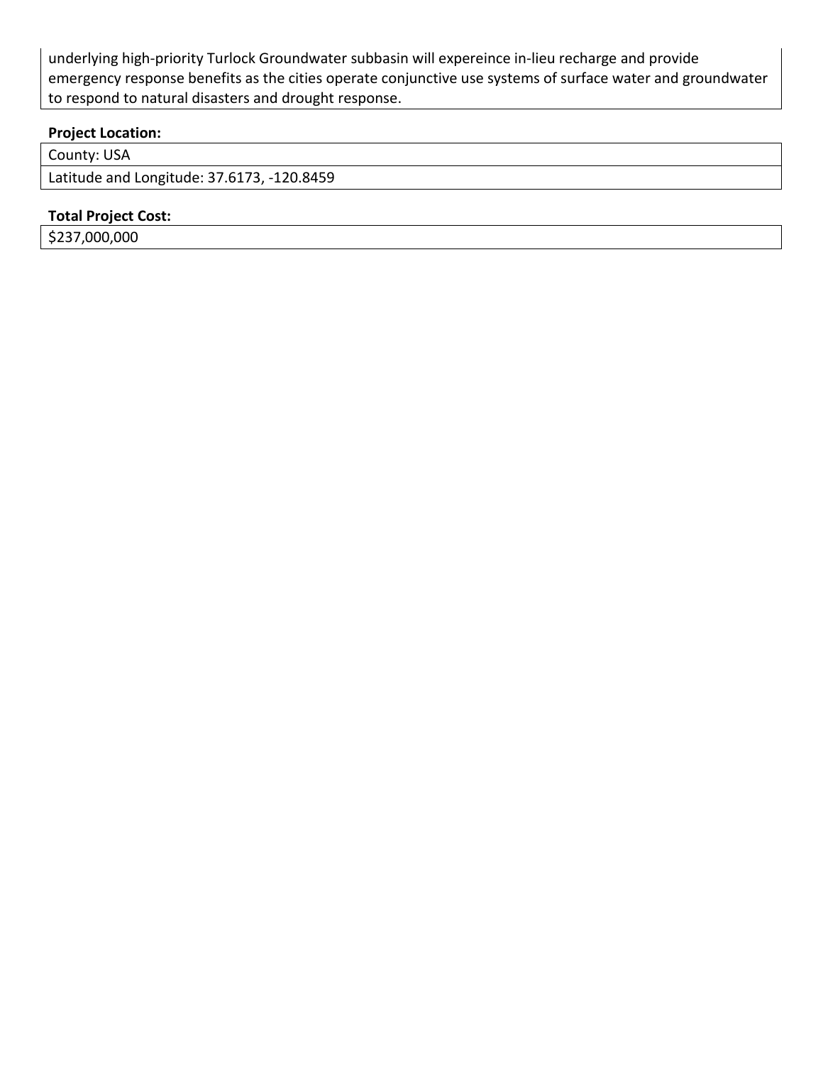underlying high-priority Turlock Groundwater subbasin will expereince in-lieu recharge and provide emergency response benefits as the cities operate conjunctive use systems of surface water and groundwater to respond to natural disasters and drought response.

**Project Location:**

| County: USA |
|---|
| Latitude and Longitude: 37.6173, -120.8459 |

**Total Project Cost:**

| $237,000,000 |
|---|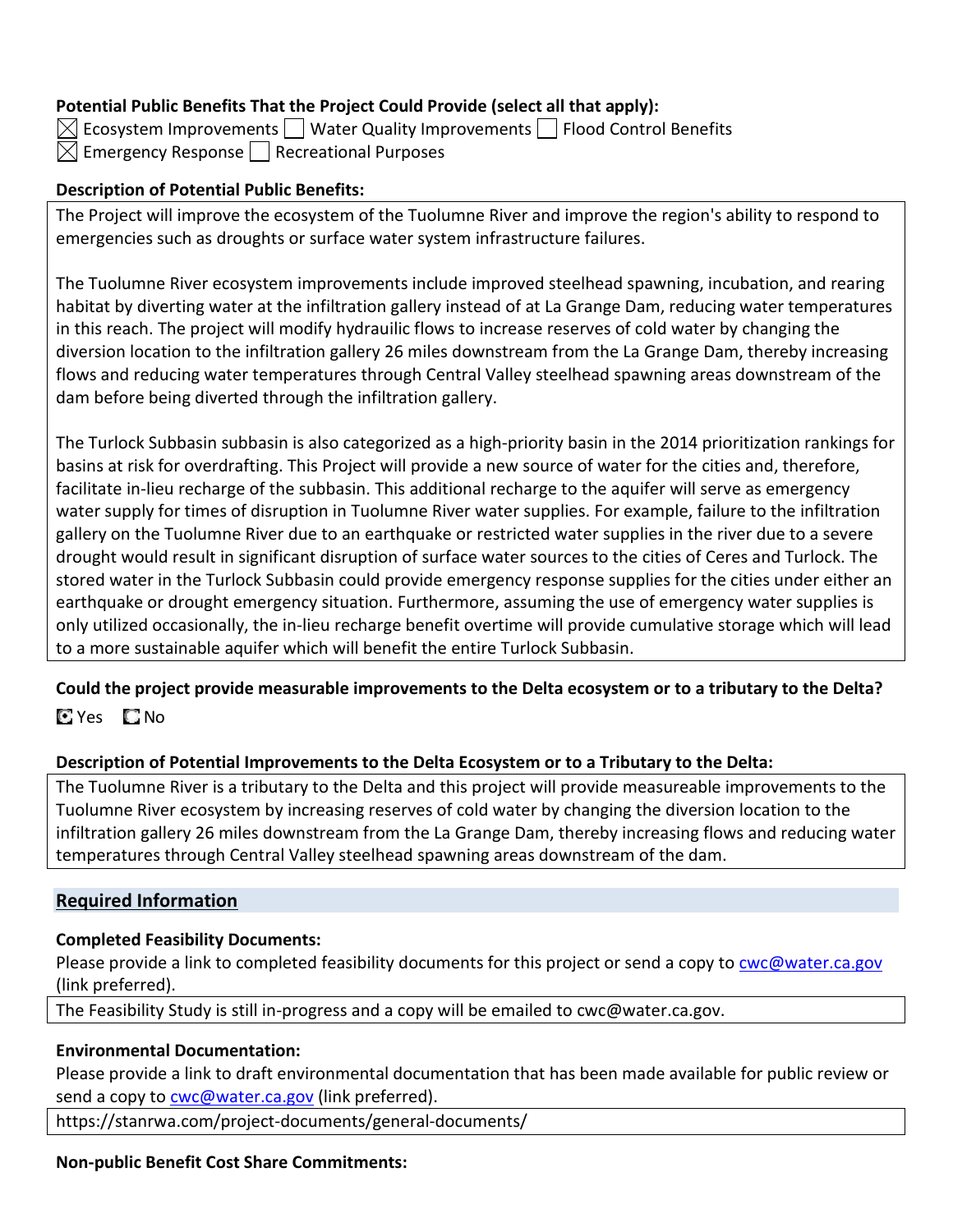**Potential Public Benefits That the Project Could Provide (select all that apply):**

☒ Ecosystem Improvements ☐ Water Quality Improvements ☐ Flood Control Benefits
☒ Emergency Response ☐ Recreational Purposes

**Description of Potential Public Benefits:**

The Project will improve the ecosystem of the Tuolumne River and improve the region's ability to respond to emergencies such as droughts or surface water system infrastructure failures.

The Tuolumne River ecosystem improvements include improved steelhead spawning, incubation, and rearing habitat by diverting water at the infiltration gallery instead of at La Grange Dam, reducing water temperatures in this reach. The project will modify hydrauilic flows to increase reserves of cold water by changing the diversion location to the infiltration gallery 26 miles downstream from the La Grange Dam, thereby increasing flows and reducing water temperatures through Central Valley steelhead spawning areas downstream of the dam before being diverted through the infiltration gallery.

The Turlock Subbasin subbasin is also categorized as a high-priority basin in the 2014 prioritization rankings for basins at risk for overdrafting. This Project will provide a new source of water for the cities and, therefore, facilitate in-lieu recharge of the subbasin. This additional recharge to the aquifer will serve as emergency water supply for times of disruption in Tuolumne River water supplies. For example, failure to the infiltration gallery on the Tuolumne River due to an earthquake or restricted water supplies in the river due to a severe drought would result in significant disruption of surface water sources to the cities of Ceres and Turlock. The stored water in the Turlock Subbasin could provide emergency response supplies for the cities under either an earthquake or drought emergency situation. Furthermore, assuming the use of emergency water supplies is only utilized occasionally, the in-lieu recharge benefit overtime will provide cumulative storage which will lead to a more sustainable aquifer which will benefit the entire Turlock Subbasin.

**Could the project provide measurable improvements to the Delta ecosystem or to a tributary to the Delta?**

◉ Yes ○ No

**Description of Potential Improvements to the Delta Ecosystem or to a Tributary to the Delta:**

The Tuolumne River is a tributary to the Delta and this project will provide measureable improvements to the Tuolumne River ecosystem by increasing reserves of cold water by changing the diversion location to the infiltration gallery 26 miles downstream from the La Grange Dam, thereby increasing flows and reducing water temperatures through Central Valley steelhead spawning areas downstream of the dam.

## Required Information

**Completed Feasibility Documents:**

Please provide a link to completed feasibility documents for this project or send a copy to cwc@water.ca.gov (link preferred).

The Feasibility Study is still in-progress and a copy will be emailed to cwc@water.ca.gov.

**Environmental Documentation:**

Please provide a link to draft environmental documentation that has been made available for public review or send a copy to cwc@water.ca.gov (link preferred).

https://stanrwa.com/project-documents/general-documents/

**Non-public Benefit Cost Share Commitments:**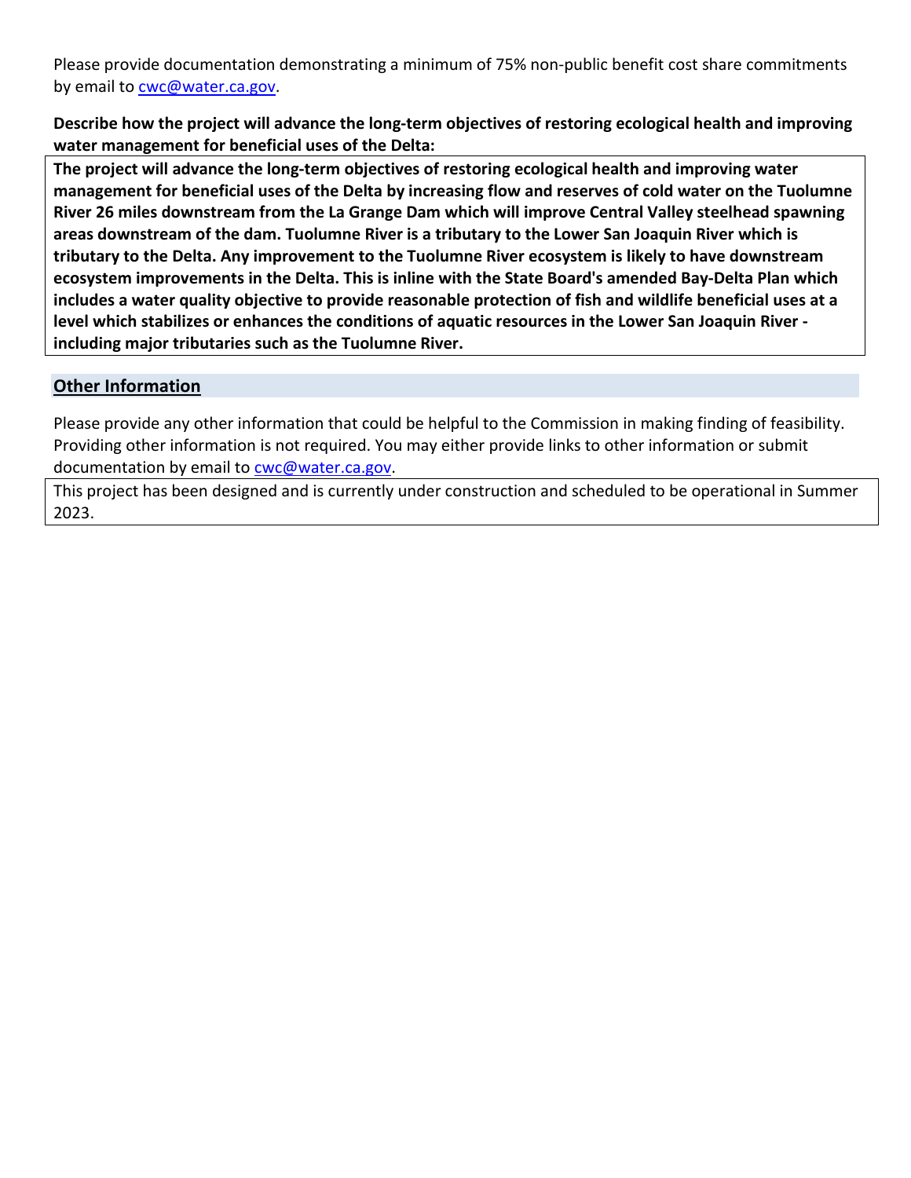Please provide documentation demonstrating a minimum of 75% non-public benefit cost share commitments by email to cwc@water.ca.gov.

**Describe how the project will advance the long-term objectives of restoring ecological health and improving water management for beneficial uses of the Delta:**

**The project will advance the long-term objectives of restoring ecological health and improving water management for beneficial uses of the Delta by increasing flow and reserves of cold water on the Tuolumne River 26 miles downstream from the La Grange Dam which will improve Central Valley steelhead spawning areas downstream of the dam. Tuolumne River is a tributary to the Lower San Joaquin River which is tributary to the Delta. Any improvement to the Tuolumne River ecosystem is likely to have downstream ecosystem improvements in the Delta. This is inline with the State Board's amended Bay-Delta Plan which includes a water quality objective to provide reasonable protection of fish and wildlife beneficial uses at a level which stabilizes or enhances the conditions of aquatic resources in the Lower San Joaquin River - including major tributaries such as the Tuolumne River.**

## Other Information

Please provide any other information that could be helpful to the Commission in making finding of feasibility. Providing other information is not required. You may either provide links to other information or submit documentation by email to cwc@water.ca.gov.

This project has been designed and is currently under construction and scheduled to be operational in Summer 2023.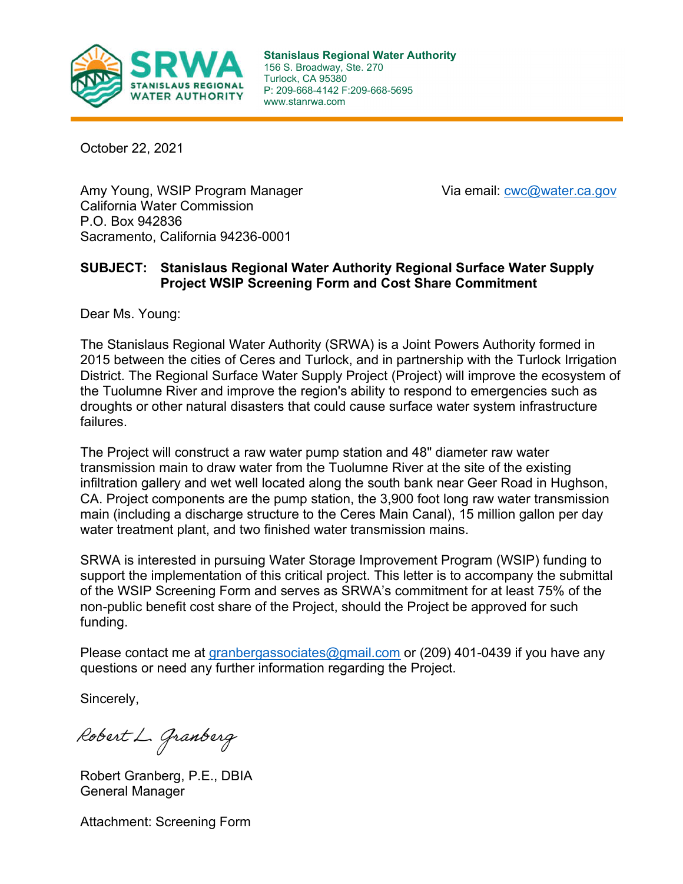**Stanislaus Regional Water Authority**
156 S. Broadway, Ste. 270
Turlock, CA 95380
P: 209-668-4142 F:209-668-5695
www.stanrwa.com

October 22, 2021

Amy Young, WSIP Program Manager
California Water Commission
P.O. Box 942836
Sacramento, California 94236-0001

Via email: cwc@water.ca.gov

**SUBJECT: Stanislaus Regional Water Authority Regional Surface Water Supply Project WSIP Screening Form and Cost Share Commitment**

Dear Ms. Young:

The Stanislaus Regional Water Authority (SRWA) is a Joint Powers Authority formed in 2015 between the cities of Ceres and Turlock, and in partnership with the Turlock Irrigation District. The Regional Surface Water Supply Project (Project) will improve the ecosystem of the Tuolumne River and improve the region's ability to respond to emergencies such as droughts or other natural disasters that could cause surface water system infrastructure failures.

The Project will construct a raw water pump station and 48" diameter raw water transmission main to draw water from the Tuolumne River at the site of the existing infiltration gallery and wet well located along the south bank near Geer Road in Hughson, CA. Project components are the pump station, the 3,900 foot long raw water transmission main (including a discharge structure to the Ceres Main Canal), 15 million gallon per day water treatment plant, and two finished water transmission mains.

SRWA is interested in pursuing Water Storage Improvement Program (WSIP) funding to support the implementation of this critical project. This letter is to accompany the submittal of the WSIP Screening Form and serves as SRWA's commitment for at least 75% of the non-public benefit cost share of the Project, should the Project be approved for such funding.

Please contact me at granbergassociates@gmail.com or (209) 401-0439 if you have any questions or need any further information regarding the Project.

Sincerely,

Robert L. Granberg

Robert Granberg, P.E., DBIA
General Manager

Attachment: Screening Form